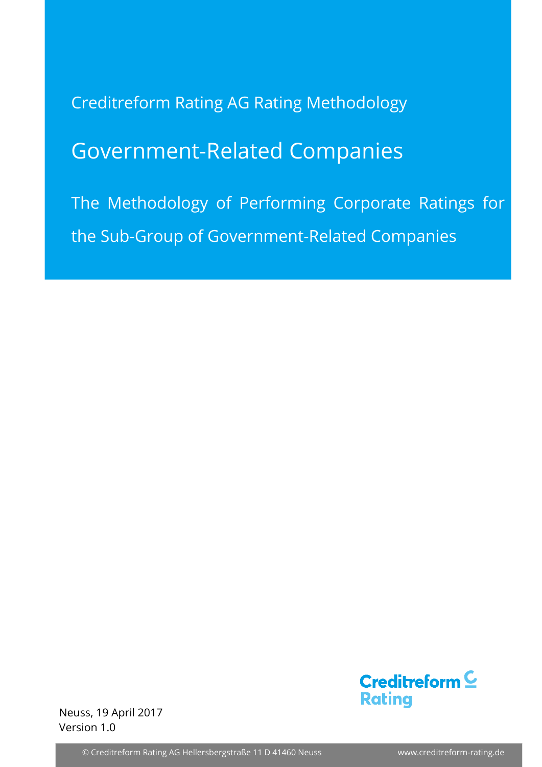Creditreform Rating AG Rating Methodology

# Government-Related Companies

## The Methodology of Performing Corporate Ratings for the Sub-Group of Government-Related Companies

Creditreform Rating

Neuss, 19 April 2017
Version 1.0

© Creditreform Rating AG Hellersbergstraße 11 D 41460 Neuss www.creditreform-rating.de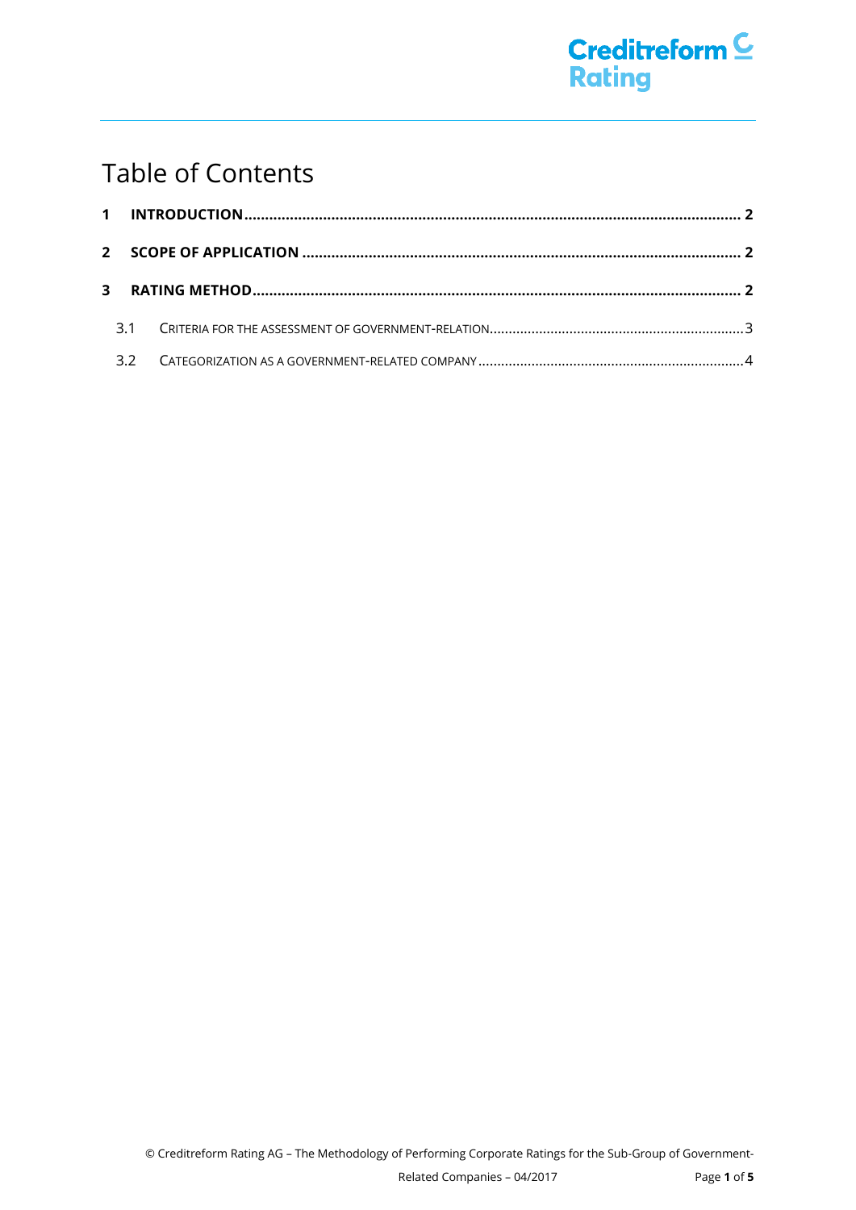# Table of Contents

**1 INTRODUCTION** .......... **2**

**2 SCOPE OF APPLICATION** .......... **2**

**3 RATING METHOD** .......... **2**

3.1 CRITERIA FOR THE ASSESSMENT OF GOVERNMENT-RELATION .......... 3

3.2 CATEGORIZATION AS A GOVERNMENT-RELATED COMPANY .......... 4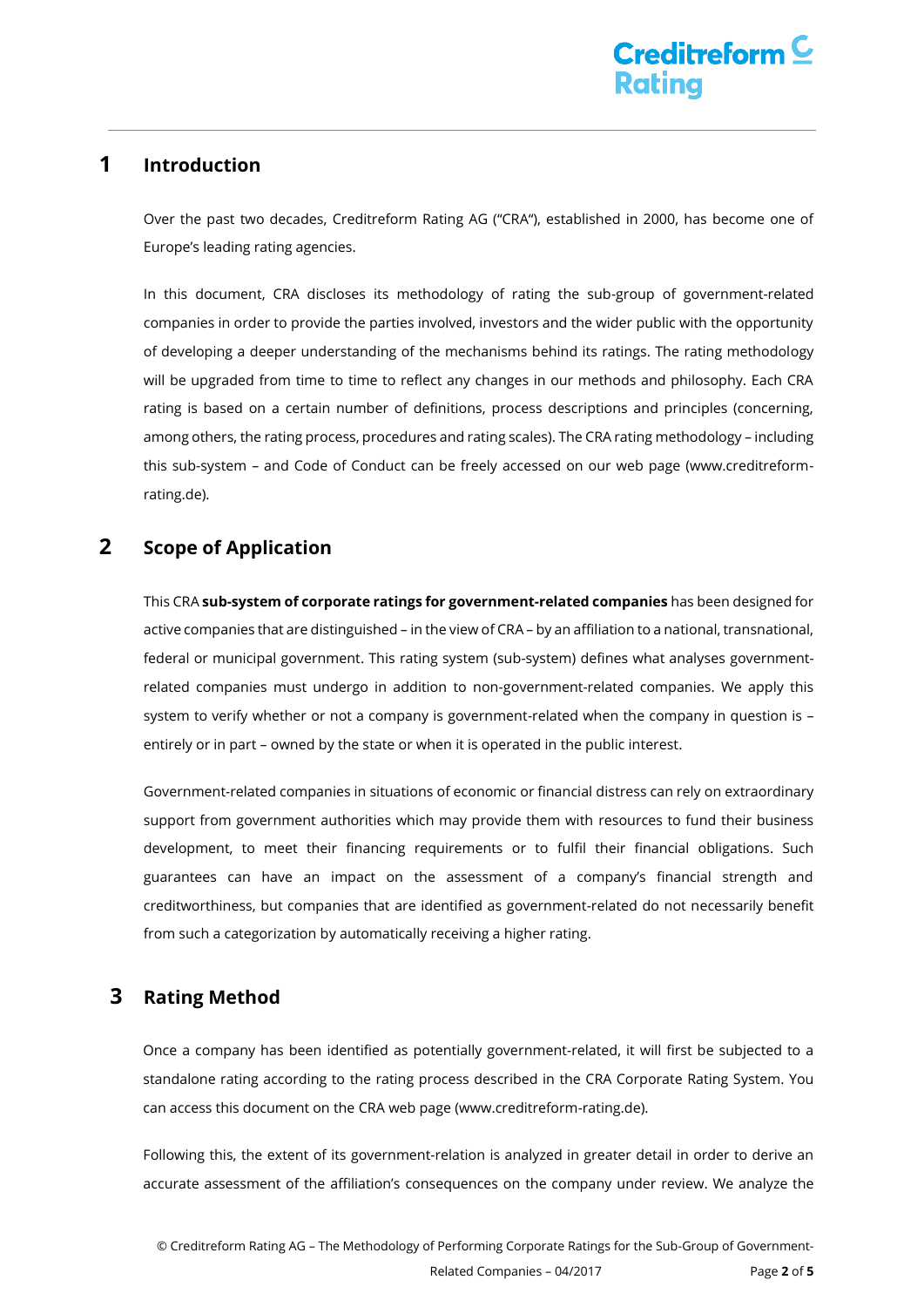# 1 Introduction

Over the past two decades, Creditreform Rating AG ("CRA"), established in 2000, has become one of Europe's leading rating agencies.

In this document, CRA discloses its methodology of rating the sub-group of government-related companies in order to provide the parties involved, investors and the wider public with the opportunity of developing a deeper understanding of the mechanisms behind its ratings. The rating methodology will be upgraded from time to time to reflect any changes in our methods and philosophy. Each CRA rating is based on a certain number of definitions, process descriptions and principles (concerning, among others, the rating process, procedures and rating scales). The CRA rating methodology – including this sub-system – and Code of Conduct can be freely accessed on our web page (www.creditreform-rating.de).

# 2 Scope of Application

This CRA **sub-system of corporate ratings for government-related companies** has been designed for active companies that are distinguished – in the view of CRA – by an affiliation to a national, transnational, federal or municipal government. This rating system (sub-system) defines what analyses government-related companies must undergo in addition to non-government-related companies. We apply this system to verify whether or not a company is government-related when the company in question is – entirely or in part – owned by the state or when it is operated in the public interest.

Government-related companies in situations of economic or financial distress can rely on extraordinary support from government authorities which may provide them with resources to fund their business development, to meet their financing requirements or to fulfil their financial obligations. Such guarantees can have an impact on the assessment of a company's financial strength and creditworthiness, but companies that are identified as government-related do not necessarily benefit from such a categorization by automatically receiving a higher rating.

# 3 Rating Method

Once a company has been identified as potentially government-related, it will first be subjected to a standalone rating according to the rating process described in the CRA Corporate Rating System. You can access this document on the CRA web page (www.creditreform-rating.de).

Following this, the extent of its government-relation is analyzed in greater detail in order to derive an accurate assessment of the affiliation's consequences on the company under review. We analyze the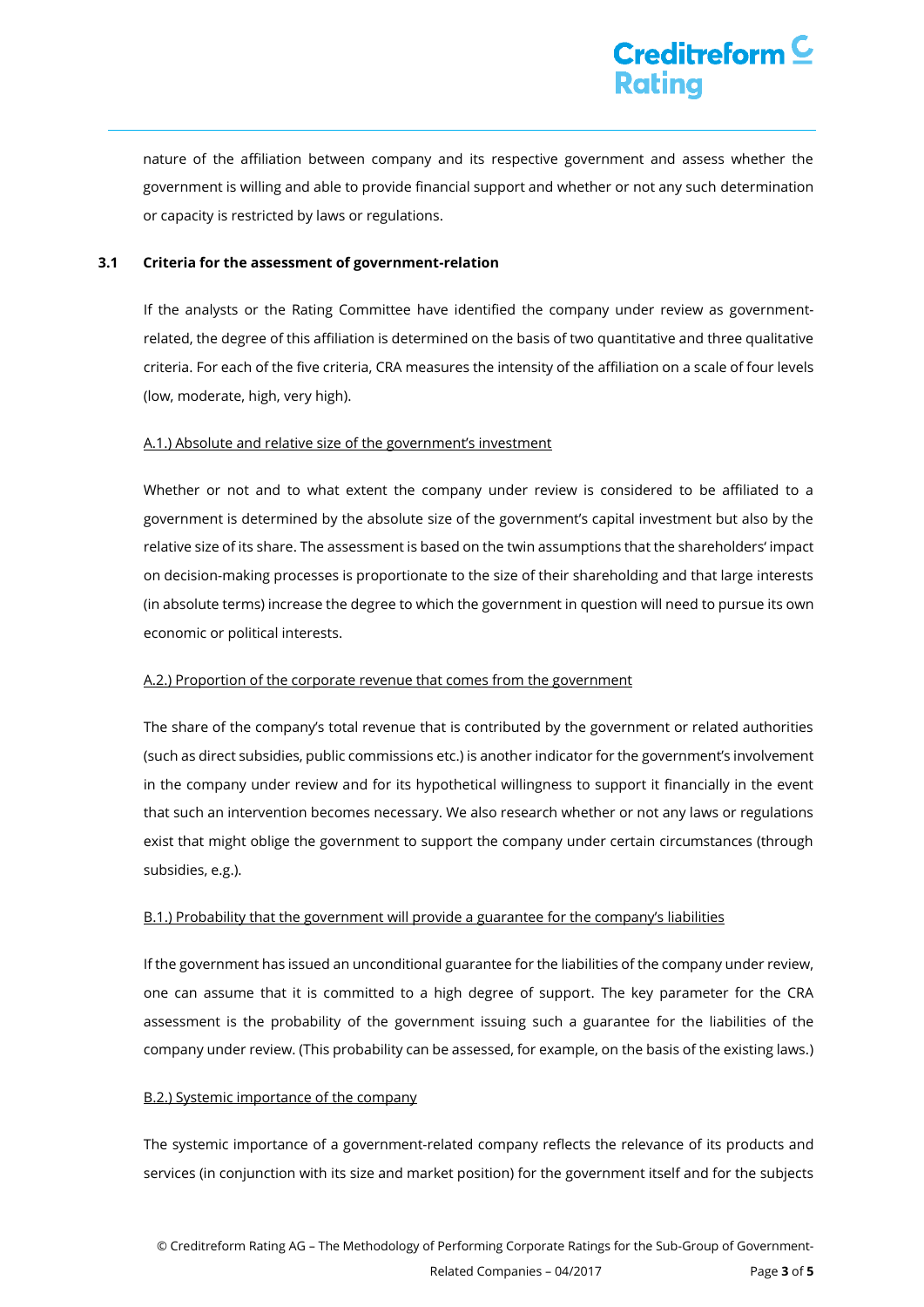nature of the affiliation between company and its respective government and assess whether the government is willing and able to provide financial support and whether or not any such determination or capacity is restricted by laws or regulations.

### 3.1 Criteria for the assessment of government-relation

If the analysts or the Rating Committee have identified the company under review as government-related, the degree of this affiliation is determined on the basis of two quantitative and three qualitative criteria. For each of the five criteria, CRA measures the intensity of the affiliation on a scale of four levels (low, moderate, high, very high).

<u>A.1.) Absolute and relative size of the government's investment</u>

Whether or not and to what extent the company under review is considered to be affiliated to a government is determined by the absolute size of the government's capital investment but also by the relative size of its share. The assessment is based on the twin assumptions that the shareholders' impact on decision-making processes is proportionate to the size of their shareholding and that large interests (in absolute terms) increase the degree to which the government in question will need to pursue its own economic or political interests.

<u>A.2.) Proportion of the corporate revenue that comes from the government</u>

The share of the company's total revenue that is contributed by the government or related authorities (such as direct subsidies, public commissions etc.) is another indicator for the government's involvement in the company under review and for its hypothetical willingness to support it financially in the event that such an intervention becomes necessary. We also research whether or not any laws or regulations exist that might oblige the government to support the company under certain circumstances (through subsidies, e.g.).

<u>B.1.) Probability that the government will provide a guarantee for the company's liabilities</u>

If the government has issued an unconditional guarantee for the liabilities of the company under review, one can assume that it is committed to a high degree of support. The key parameter for the CRA assessment is the probability of the government issuing such a guarantee for the liabilities of the company under review. (This probability can be assessed, for example, on the basis of the existing laws.)

<u>B.2.) Systemic importance of the company</u>

The systemic importance of a government-related company reflects the relevance of its products and services (in conjunction with its size and market position) for the government itself and for the subjects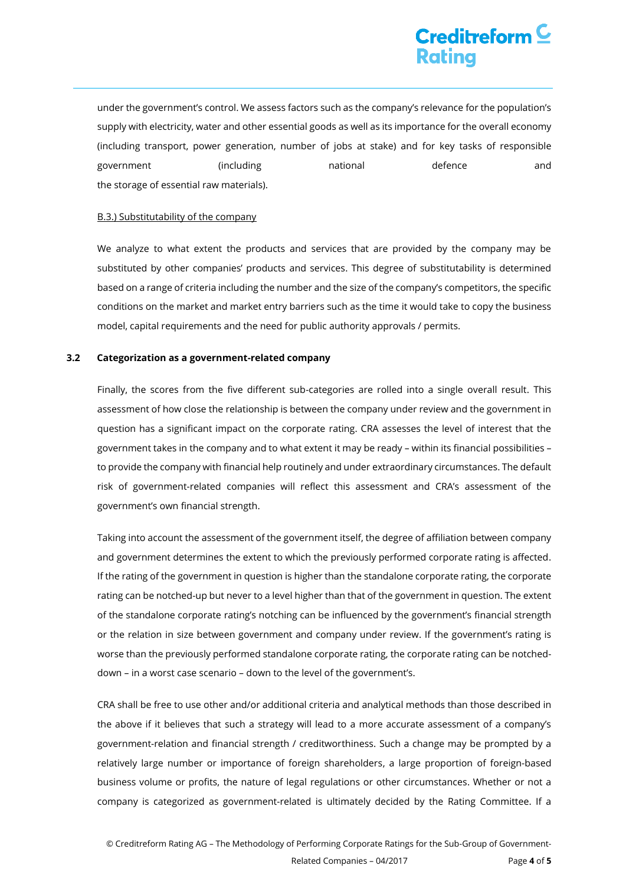under the government's control. We assess factors such as the company's relevance for the population's supply with electricity, water and other essential goods as well as its importance for the overall economy (including transport, power generation, number of jobs at stake) and for key tasks of responsible government (including national defence and the storage of essential raw materials).

B.3.) Substitutability of the company

We analyze to what extent the products and services that are provided by the company may be substituted by other companies' products and services. This degree of substitutability is determined based on a range of criteria including the number and the size of the company's competitors, the specific conditions on the market and market entry barriers such as the time it would take to copy the business model, capital requirements and the need for public authority approvals / permits.

### 3.2 Categorization as a government-related company

Finally, the scores from the five different sub-categories are rolled into a single overall result. This assessment of how close the relationship is between the company under review and the government in question has a significant impact on the corporate rating. CRA assesses the level of interest that the government takes in the company and to what extent it may be ready – within its financial possibilities – to provide the company with financial help routinely and under extraordinary circumstances. The default risk of government-related companies will reflect this assessment and CRA's assessment of the government's own financial strength.

Taking into account the assessment of the government itself, the degree of affiliation between company and government determines the extent to which the previously performed corporate rating is affected. If the rating of the government in question is higher than the standalone corporate rating, the corporate rating can be notched-up but never to a level higher than that of the government in question. The extent of the standalone corporate rating's notching can be influenced by the government's financial strength or the relation in size between government and company under review. If the government's rating is worse than the previously performed standalone corporate rating, the corporate rating can be notched-down – in a worst case scenario – down to the level of the government's.

CRA shall be free to use other and/or additional criteria and analytical methods than those described in the above if it believes that such a strategy will lead to a more accurate assessment of a company's government-relation and financial strength / creditworthiness. Such a change may be prompted by a relatively large number or importance of foreign shareholders, a large proportion of foreign-based business volume or profits, the nature of legal regulations or other circumstances. Whether or not a company is categorized as government-related is ultimately decided by the Rating Committee. If a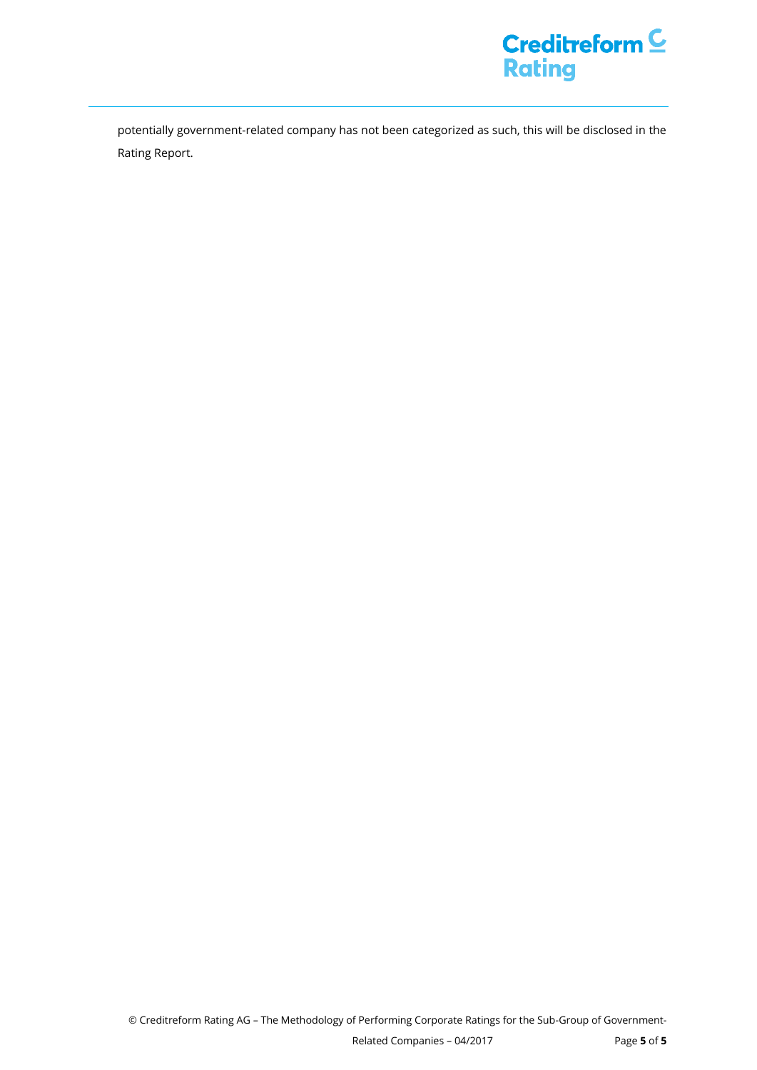potentially government-related company has not been categorized as such, this will be disclosed in the Rating Report.